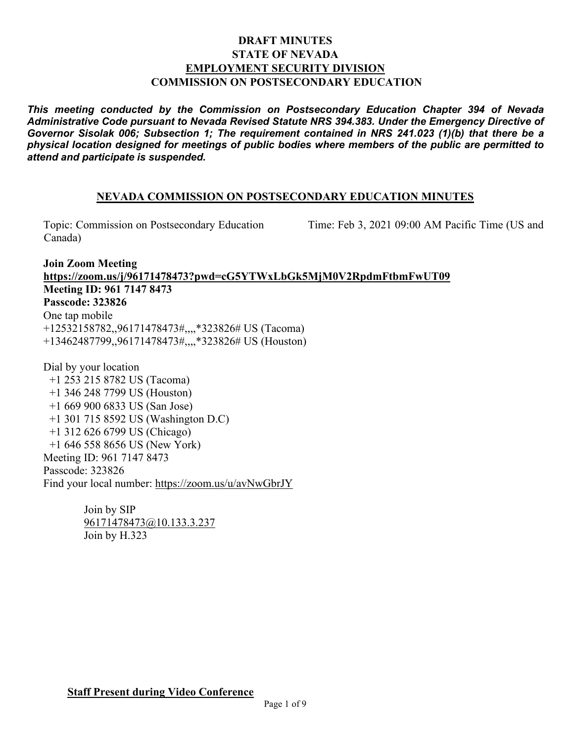**DRAFT MINUTES**
**STATE OF NEVADA**
**EMPLOYMENT SECURITY DIVISION**
**COMMISSION ON POSTSECONDARY EDUCATION**

***This meeting conducted by the Commission on Postsecondary Education Chapter 394 of Nevada Administrative Code pursuant to Nevada Revised Statute NRS 394.383. Under the Emergency Directive of Governor Sisolak 006; Subsection 1; The requirement contained in NRS 241.023 (1)(b) that there be a physical location designed for meetings of public bodies where members of the public are permitted to attend and participate is suspended.***

## NEVADA COMMISSION ON POSTSECONDARY EDUCATION MINUTES

Topic: Commission on Postsecondary Education Time: Feb 3, 2021 09:00 AM Pacific Time (US and Canada)

**Join Zoom Meeting**
**https://zoom.us/j/96171478473?pwd=cG5YTWxLbGk5MjM0V2RpdmFtbmFwUT09**
**Meeting ID: 961 7147 8473**
**Passcode: 323826**
One tap mobile
+12532158782,,96171478473#,,,,*323826# US (Tacoma)
+13462487799,,96171478473#,,,,*323826# US (Houston)

Dial by your location
+1 253 215 8782 US (Tacoma)
+1 346 248 7799 US (Houston)
+1 669 900 6833 US (San Jose)
+1 301 715 8592 US (Washington D.C)
+1 312 626 6799 US (Chicago)
+1 646 558 8656 US (New York)
Meeting ID: 961 7147 8473
Passcode: 323826
Find your local number: https://zoom.us/u/avNwGbrJY

Join by SIP
96171478473@10.133.3.237
Join by H.323

**Staff Present during Video Conference**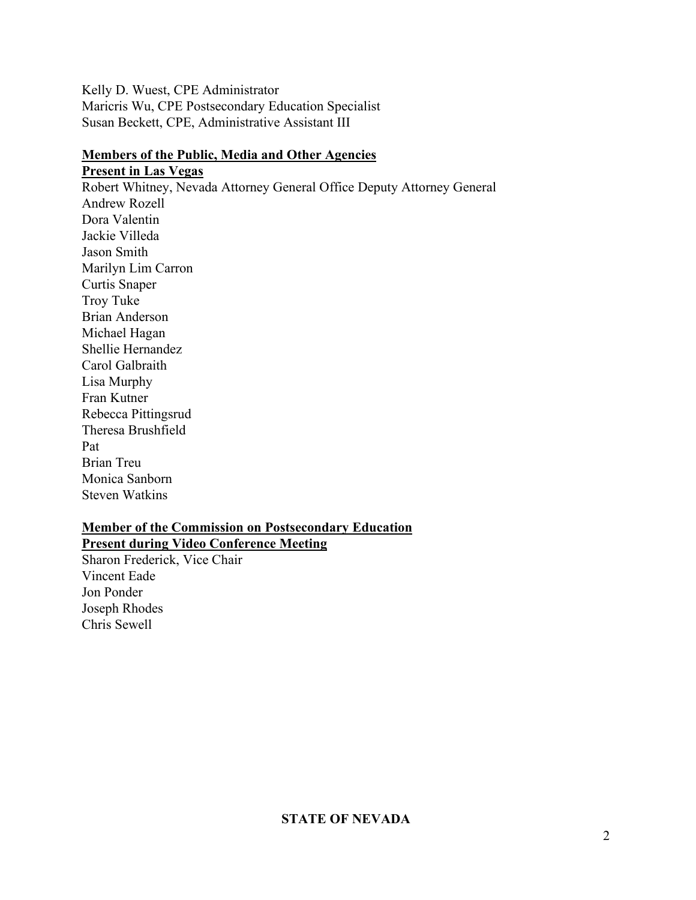Kelly D. Wuest, CPE Administrator
Maricris Wu, CPE Postsecondary Education Specialist
Susan Beckett, CPE, Administrative Assistant III

**Members of the Public, Media and Other Agencies**
**Present in Las Vegas**

Robert Whitney, Nevada Attorney General Office Deputy Attorney General
Andrew Rozell
Dora Valentin
Jackie Villeda
Jason Smith
Marilyn Lim Carron
Curtis Snaper
Troy Tuke
Brian Anderson
Michael Hagan
Shellie Hernandez
Carol Galbraith
Lisa Murphy
Fran Kutner
Rebecca Pittingsrud
Theresa Brushfield
Pat
Brian Treu
Monica Sanborn
Steven Watkins

**Member of the Commission on Postsecondary Education**
**Present during Video Conference Meeting**

Sharon Frederick, Vice Chair
Vincent Eade
Jon Ponder
Joseph Rhodes
Chris Sewell

**STATE OF NEVADA**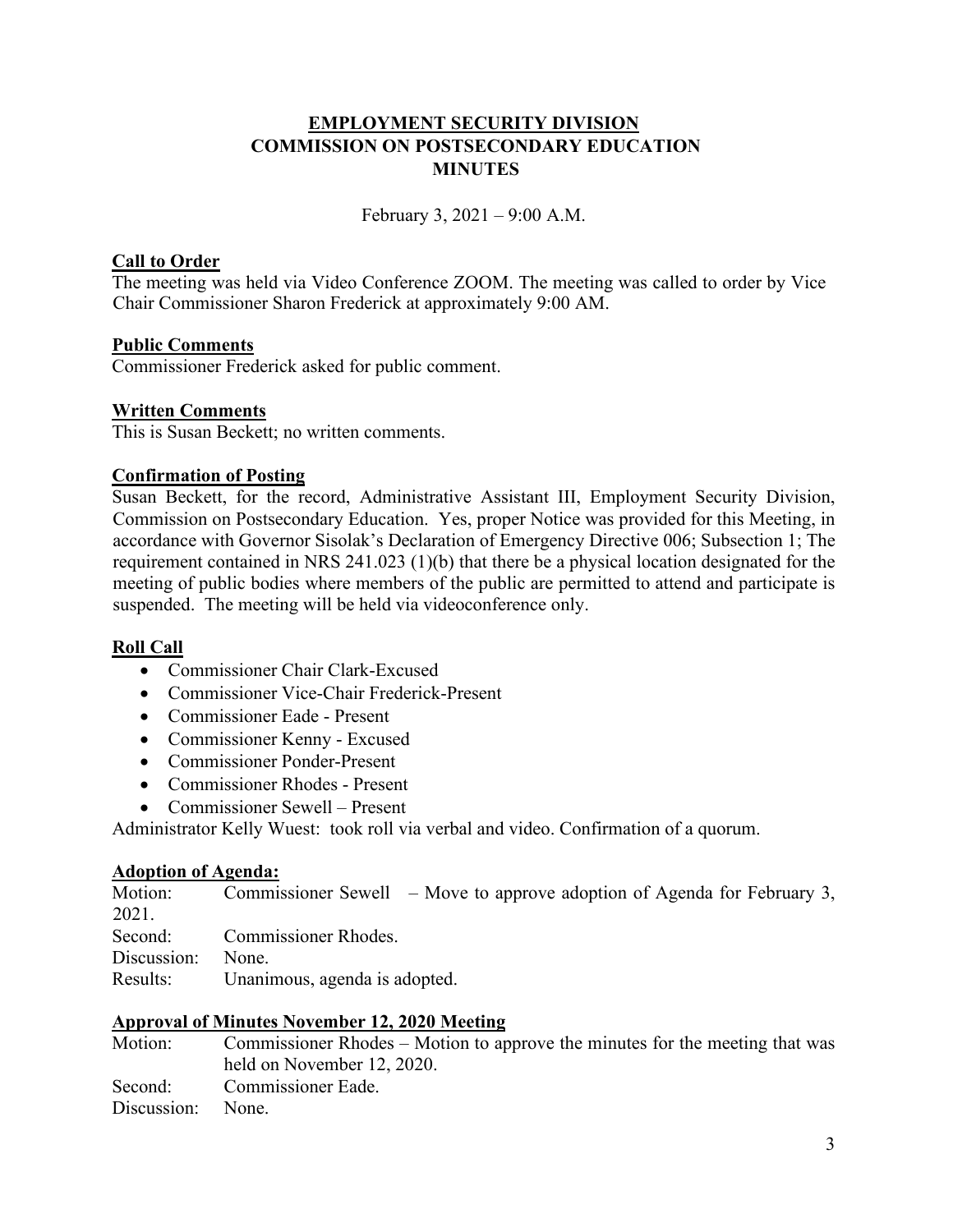**EMPLOYMENT SECURITY DIVISION**
**COMMISSION ON POSTSECONDARY EDUCATION**
**MINUTES**

February 3, 2021 – 9:00 A.M.

**Call to Order**

The meeting was held via Video Conference ZOOM. The meeting was called to order by Vice Chair Commissioner Sharon Frederick at approximately 9:00 AM.

**Public Comments**

Commissioner Frederick asked for public comment.

**Written Comments**

This is Susan Beckett; no written comments.

**Confirmation of Posting**

Susan Beckett, for the record, Administrative Assistant III, Employment Security Division, Commission on Postsecondary Education. Yes, proper Notice was provided for this Meeting, in accordance with Governor Sisolak's Declaration of Emergency Directive 006; Subsection 1; The requirement contained in NRS 241.023 (1)(b) that there be a physical location designated for the meeting of public bodies where members of the public are permitted to attend and participate is suspended. The meeting will be held via videoconference only.

**Roll Call**

- Commissioner Chair Clark-Excused
- Commissioner Vice-Chair Frederick-Present
- Commissioner Eade - Present
- Commissioner Kenny - Excused
- Commissioner Ponder-Present
- Commissioner Rhodes - Present
- Commissioner Sewell – Present

Administrator Kelly Wuest: took roll via verbal and video. Confirmation of a quorum.

**Adoption of Agenda:**

Motion: Commissioner Sewell – Move to approve adoption of Agenda for February 3, 2021.
Second: Commissioner Rhodes.
Discussion: None.
Results: Unanimous, agenda is adopted.

**Approval of Minutes November 12, 2020 Meeting**

Motion: Commissioner Rhodes – Motion to approve the minutes for the meeting that was held on November 12, 2020.
Second: Commissioner Eade.
Discussion: None.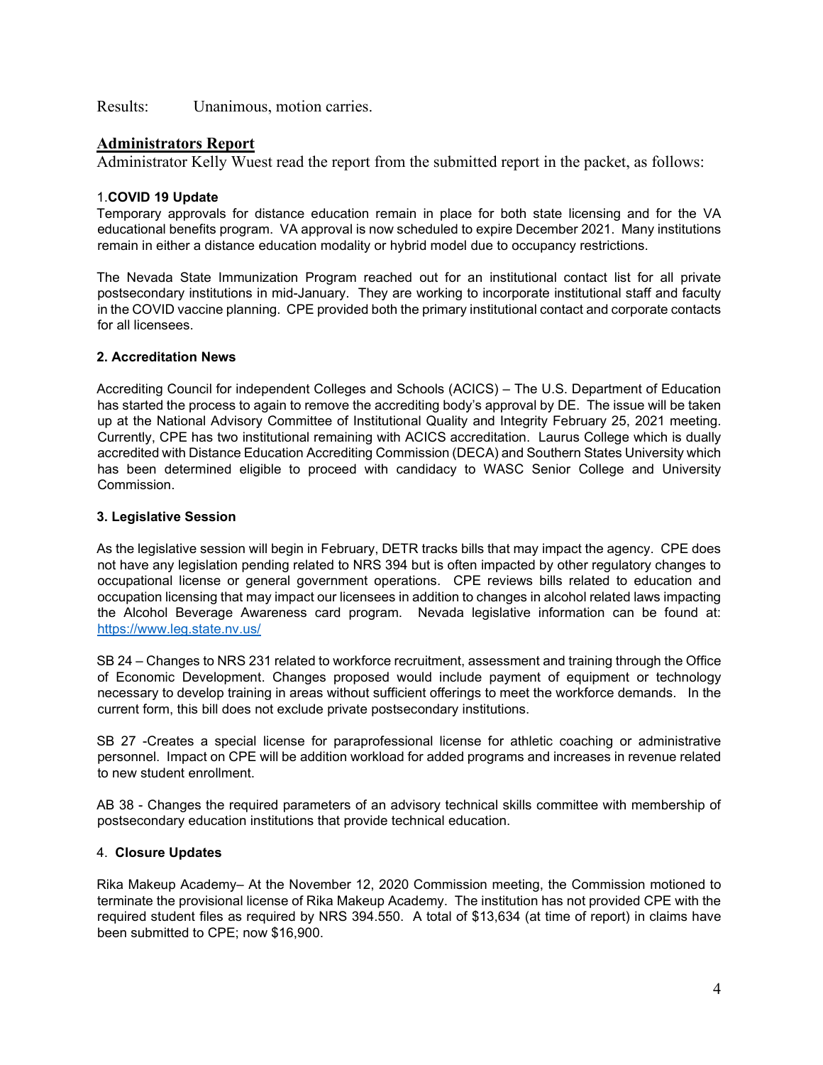Results: Unanimous, motion carries.

## Administrators Report

Administrator Kelly Wuest read the report from the submitted report in the packet, as follows:

### 1. **COVID 19 Update**

Temporary approvals for distance education remain in place for both state licensing and for the VA educational benefits program. VA approval is now scheduled to expire December 2021. Many institutions remain in either a distance education modality or hybrid model due to occupancy restrictions.

The Nevada State Immunization Program reached out for an institutional contact list for all private postsecondary institutions in mid-January. They are working to incorporate institutional staff and faculty in the COVID vaccine planning. CPE provided both the primary institutional contact and corporate contacts for all licensees.

### 2. Accreditation News

Accrediting Council for independent Colleges and Schools (ACICS) – The U.S. Department of Education has started the process to again to remove the accrediting body's approval by DE. The issue will be taken up at the National Advisory Committee of Institutional Quality and Integrity February 25, 2021 meeting. Currently, CPE has two institutional remaining with ACICS accreditation. Laurus College which is dually accredited with Distance Education Accrediting Commission (DECA) and Southern States University which has been determined eligible to proceed with candidacy to WASC Senior College and University Commission.

### 3. Legislative Session

As the legislative session will begin in February, DETR tracks bills that may impact the agency. CPE does not have any legislation pending related to NRS 394 but is often impacted by other regulatory changes to occupational license or general government operations. CPE reviews bills related to education and occupation licensing that may impact our licensees in addition to changes in alcohol related laws impacting the Alcohol Beverage Awareness card program. Nevada legislative information can be found at: https://www.leg.state.nv.us/

SB 24 – Changes to NRS 231 related to workforce recruitment, assessment and training through the Office of Economic Development. Changes proposed would include payment of equipment or technology necessary to develop training in areas without sufficient offerings to meet the workforce demands. In the current form, this bill does not exclude private postsecondary institutions.

SB 27 -Creates a special license for paraprofessional license for athletic coaching or administrative personnel. Impact on CPE will be addition workload for added programs and increases in revenue related to new student enrollment.

AB 38 - Changes the required parameters of an advisory technical skills committee with membership of postsecondary education institutions that provide technical education.

### 4. **Closure Updates**

Rika Makeup Academy– At the November 12, 2020 Commission meeting, the Commission motioned to terminate the provisional license of Rika Makeup Academy. The institution has not provided CPE with the required student files as required by NRS 394.550. A total of $13,634 (at time of report) in claims have been submitted to CPE; now $16,900.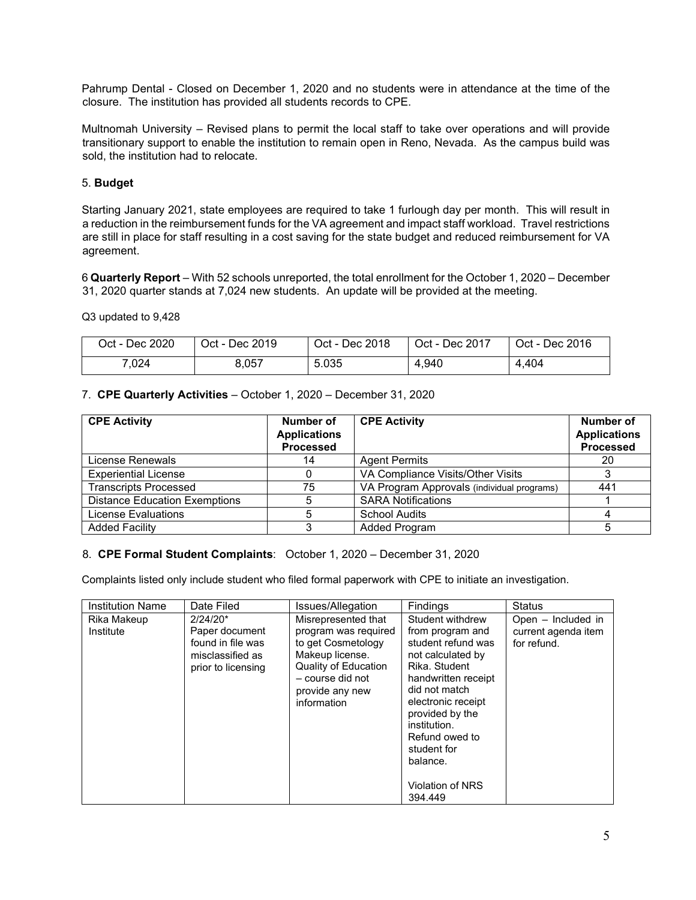Pahrump Dental - Closed on December 1, 2020 and no students were in attendance at the time of the closure. The institution has provided all students records to CPE.

Multnomah University – Revised plans to permit the local staff to take over operations and will provide transitionary support to enable the institution to remain open in Reno, Nevada. As the campus build was sold, the institution had to relocate.

5. **Budget**

Starting January 2021, state employees are required to take 1 furlough day per month. This will result in a reduction in the reimbursement funds for the VA agreement and impact staff workload. Travel restrictions are still in place for staff resulting in a cost saving for the state budget and reduced reimbursement for VA agreement.

6 **Quarterly Report** – With 52 schools unreported, the total enrollment for the October 1, 2020 – December 31, 2020 quarter stands at 7,024 new students. An update will be provided at the meeting.

Q3 updated to 9,428

| Oct - Dec 2020 | Oct - Dec 2019 | Oct - Dec 2018 | Oct - Dec 2017 | Oct - Dec 2016 |
|---|---|---|---|---|
| 7,024 | 8,057 | 5.035 | 4,940 | 4,404 |

7. **CPE Quarterly Activities** – October 1, 2020 – December 31, 2020

| CPE Activity | Number of Applications Processed | CPE Activity | Number of Applications Processed |
|---|---|---|---|
| License Renewals | 14 | Agent Permits | 20 |
| Experiential License | 0 | VA Compliance Visits/Other Visits | 3 |
| Transcripts Processed | 75 | VA Program Approvals (individual programs) | 441 |
| Distance Education Exemptions | 5 | SARA Notifications | 1 |
| License Evaluations | 5 | School Audits | 4 |
| Added Facility | 3 | Added Program | 5 |

8. **CPE Formal Student Complaints**: October 1, 2020 – December 31, 2020

Complaints listed only include student who filed formal paperwork with CPE to initiate an investigation.

| Institution Name | Date Filed | Issues/Allegation | Findings | Status |
|---|---|---|---|---|
| Rika Makeup Institute | 2/24/20* Paper document found in file was misclassified as prior to licensing | Misrepresented that program was required to get Cosmetology Makeup license. Quality of Education – course did not provide any new information | Student withdrew from program and student refund was not calculated by Rika. Student handwritten receipt did not match electronic receipt provided by the institution. Refund owed to student for balance. Violation of NRS 394.449 | Open – Included in current agenda item for refund. |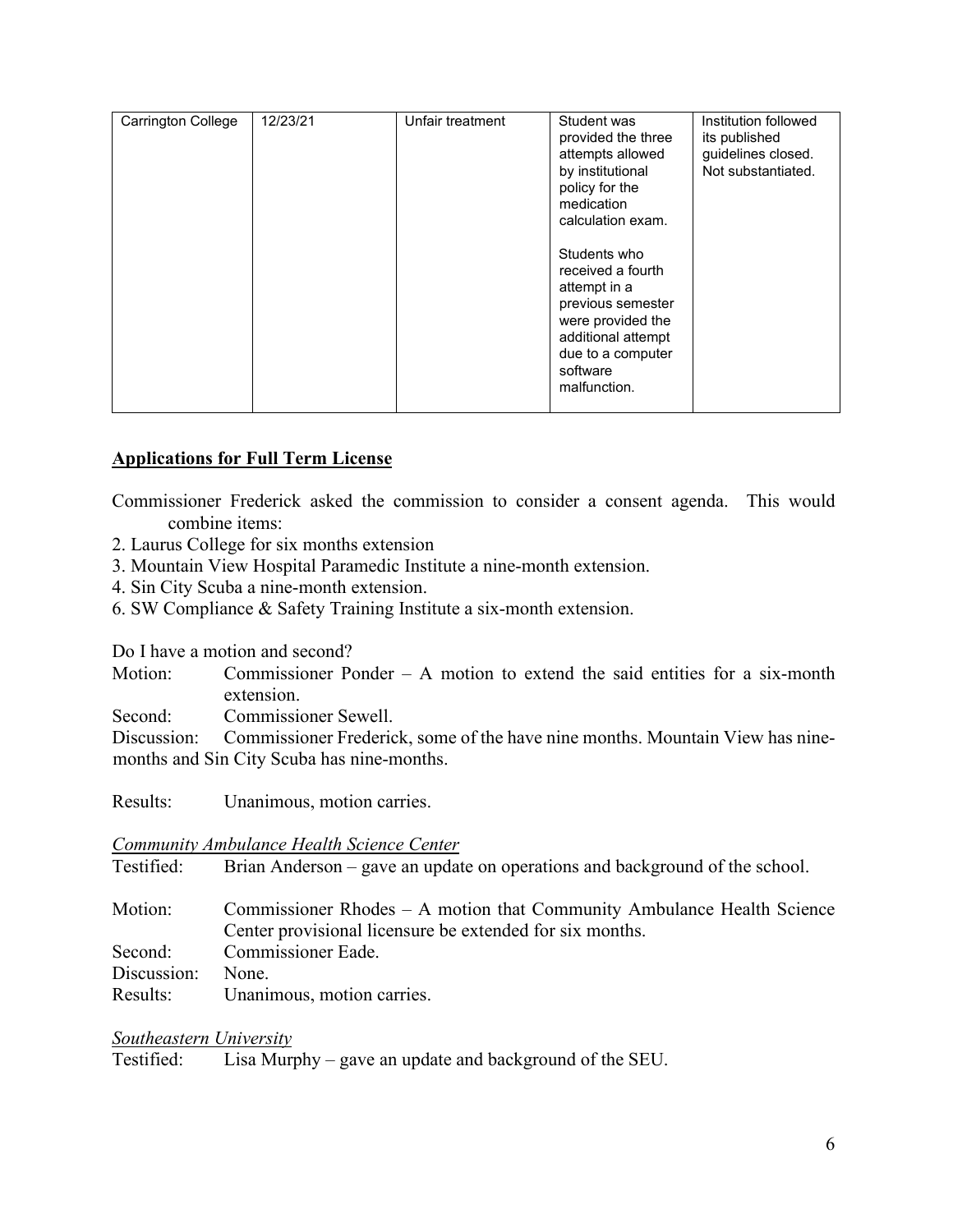| Carrington College | 12/23/21 | Unfair treatment | Student was provided the three attempts allowed by institutional policy for the medication calculation exam.<br><br>Students who received a fourth attempt in a previous semester were provided the additional attempt due to a computer software malfunction. | Institution followed its published guidelines closed. Not substantiated. |
|---|---|---|---|---|

## **Applications for Full Term License**

Commissioner Frederick asked the commission to consider a consent agenda. This would combine items:

2. Laurus College for six months extension
3. Mountain View Hospital Paramedic Institute a nine-month extension.
4. Sin City Scuba a nine-month extension.
6. SW Compliance & Safety Training Institute a six-month extension.

Do I have a motion and second?

Motion: Commissioner Ponder – A motion to extend the said entities for a six-month extension.

Second: Commissioner Sewell.

Discussion: Commissioner Frederick, some of the have nine months. Mountain View has nine-months and Sin City Scuba has nine-months.

Results: Unanimous, motion carries.

*Community Ambulance Health Science Center*

Testified: Brian Anderson – gave an update on operations and background of the school.

Motion: Commissioner Rhodes – A motion that Community Ambulance Health Science Center provisional licensure be extended for six months.

Second: Commissioner Eade.

Discussion: None.

Results: Unanimous, motion carries.

*Southeastern University*

Testified: Lisa Murphy – gave an update and background of the SEU.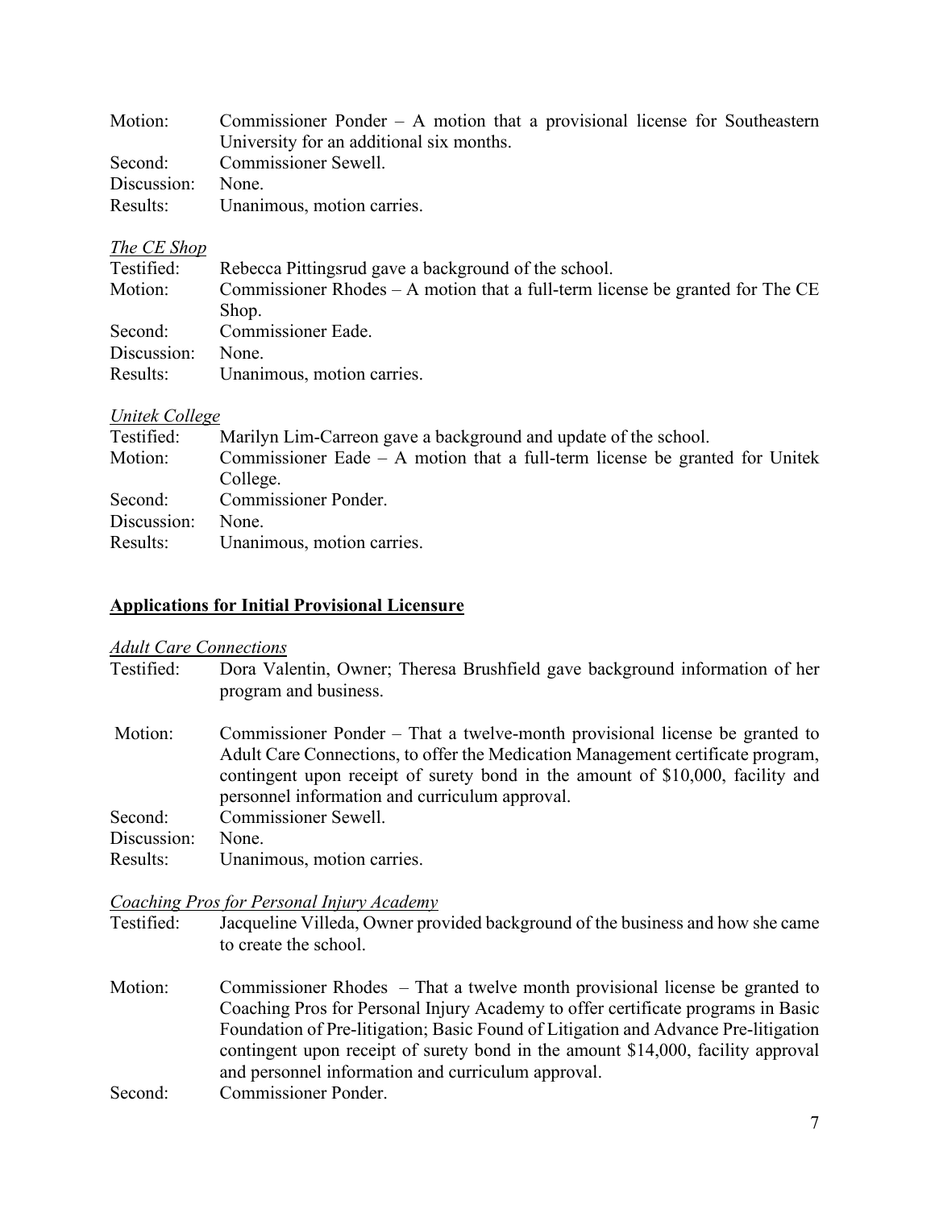Motion: Commissioner Ponder – A motion that a provisional license for Southeastern University for an additional six months.
Second: Commissioner Sewell.
Discussion: None.
Results: Unanimous, motion carries.

*The CE Shop*

Testified: Rebecca Pittingsrud gave a background of the school.
Motion: Commissioner Rhodes – A motion that a full-term license be granted for The CE Shop.
Second: Commissioner Eade.
Discussion: None.
Results: Unanimous, motion carries.

*Unitek College*

Testified: Marilyn Lim-Carreon gave a background and update of the school.
Motion: Commissioner Eade – A motion that a full-term license be granted for Unitek College.
Second: Commissioner Ponder.
Discussion: None.
Results: Unanimous, motion carries.

## Applications for Initial Provisional Licensure

*Adult Care Connections*

Testified: Dora Valentin, Owner; Theresa Brushfield gave background information of her program and business.

Motion: Commissioner Ponder – That a twelve-month provisional license be granted to Adult Care Connections, to offer the Medication Management certificate program, contingent upon receipt of surety bond in the amount of $10,000, facility and personnel information and curriculum approval.
Second: Commissioner Sewell.
Discussion: None.
Results: Unanimous, motion carries.

*Coaching Pros for Personal Injury Academy*

Testified: Jacqueline Villeda, Owner provided background of the business and how she came to create the school.

Motion: Commissioner Rhodes – That a twelve month provisional license be granted to Coaching Pros for Personal Injury Academy to offer certificate programs in Basic Foundation of Pre-litigation; Basic Found of Litigation and Advance Pre-litigation contingent upon receipt of surety bond in the amount $14,000, facility approval and personnel information and curriculum approval.
Second: Commissioner Ponder.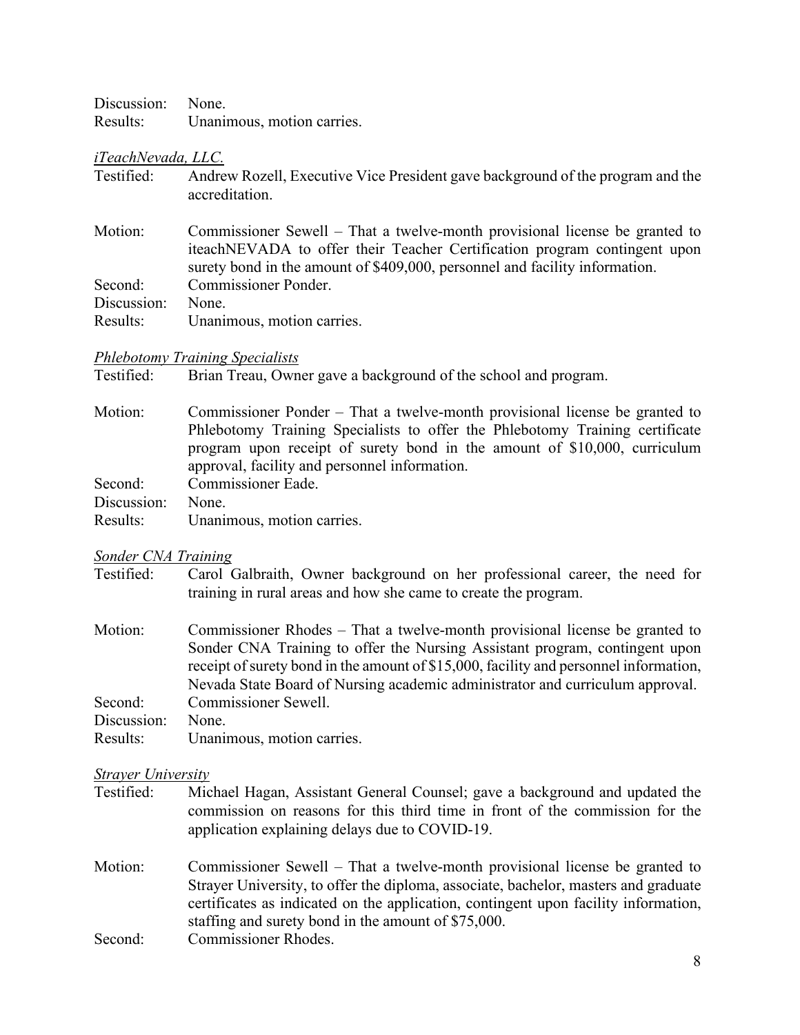Discussion: None.
Results: Unanimous, motion carries.

*iTeachNevada, LLC.*

Testified: Andrew Rozell, Executive Vice President gave background of the program and the accreditation.

Motion: Commissioner Sewell – That a twelve-month provisional license be granted to iteachNEVADA to offer their Teacher Certification program contingent upon surety bond in the amount of $409,000, personnel and facility information.
Second: Commissioner Ponder.
Discussion: None.
Results: Unanimous, motion carries.

*Phlebotomy Training Specialists*

Testified: Brian Treau, Owner gave a background of the school and program.

Motion: Commissioner Ponder – That a twelve-month provisional license be granted to Phlebotomy Training Specialists to offer the Phlebotomy Training certificate program upon receipt of surety bond in the amount of $10,000, curriculum approval, facility and personnel information.
Second: Commissioner Eade.
Discussion: None.
Results: Unanimous, motion carries.

*Sonder CNA Training*

Testified: Carol Galbraith, Owner background on her professional career, the need for training in rural areas and how she came to create the program.

Motion: Commissioner Rhodes – That a twelve-month provisional license be granted to Sonder CNA Training to offer the Nursing Assistant program, contingent upon receipt of surety bond in the amount of $15,000, facility and personnel information, Nevada State Board of Nursing academic administrator and curriculum approval.
Second: Commissioner Sewell.
Discussion: None.
Results: Unanimous, motion carries.

*Strayer University*

Testified: Michael Hagan, Assistant General Counsel; gave a background and updated the commission on reasons for this third time in front of the commission for the application explaining delays due to COVID-19.

Motion: Commissioner Sewell – That a twelve-month provisional license be granted to Strayer University, to offer the diploma, associate, bachelor, masters and graduate certificates as indicated on the application, contingent upon facility information, staffing and surety bond in the amount of $75,000.
Second: Commissioner Rhodes.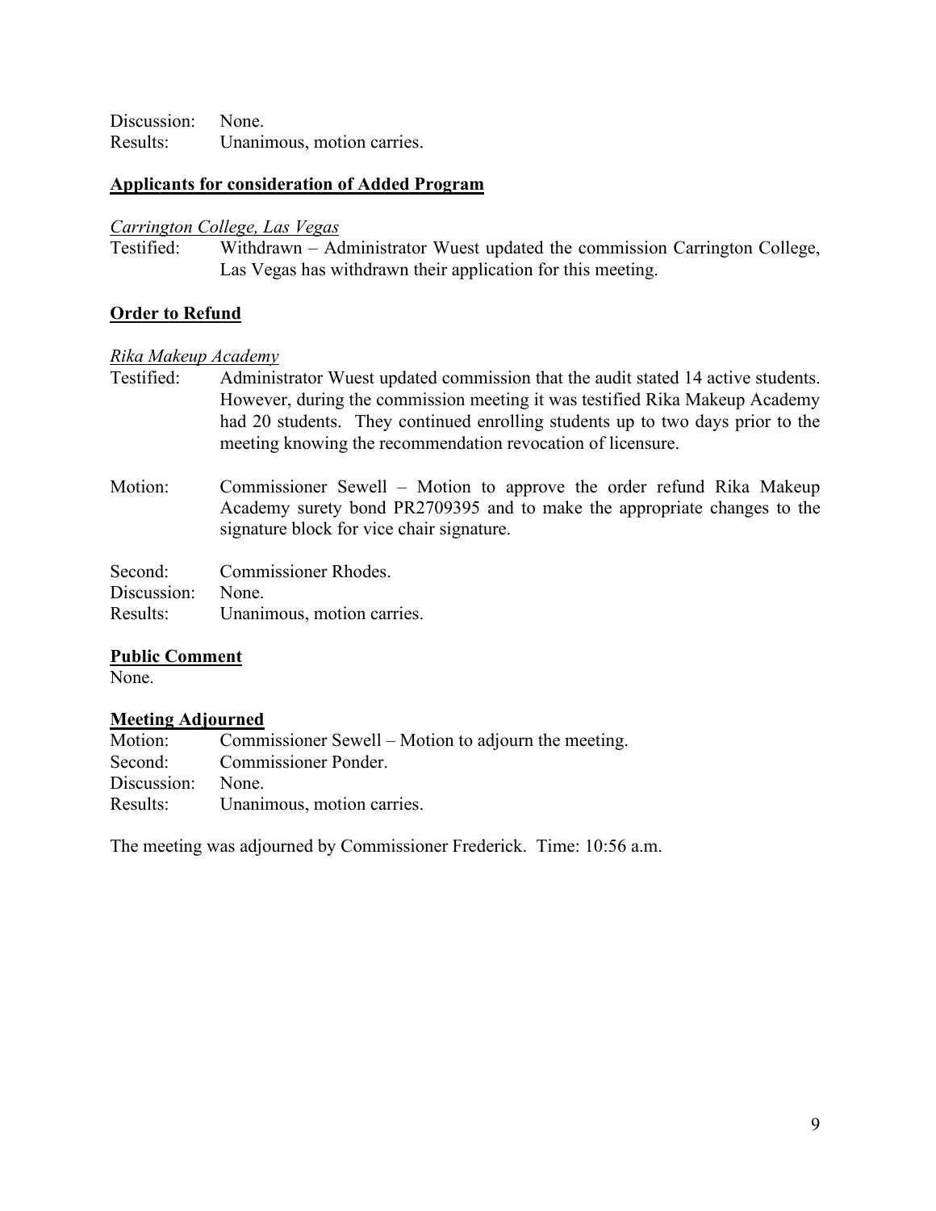Discussion: None.
Results: Unanimous, motion carries.

**Applicants for consideration of Added Program**

*Carrington College, Las Vegas*

Testified: Withdrawn – Administrator Wuest updated the commission Carrington College, Las Vegas has withdrawn their application for this meeting.

**Order to Refund**

*Rika Makeup Academy*

Testified: Administrator Wuest updated commission that the audit stated 14 active students. However, during the commission meeting it was testified Rika Makeup Academy had 20 students. They continued enrolling students up to two days prior to the meeting knowing the recommendation revocation of licensure.

Motion: Commissioner Sewell – Motion to approve the order refund Rika Makeup Academy surety bond PR2709395 and to make the appropriate changes to the signature block for vice chair signature.

Second: Commissioner Rhodes.
Discussion: None.
Results: Unanimous, motion carries.

**Public Comment**

None.

**Meeting Adjourned**

Motion: Commissioner Sewell – Motion to adjourn the meeting.
Second: Commissioner Ponder.
Discussion: None.
Results: Unanimous, motion carries.

The meeting was adjourned by Commissioner Frederick. Time: 10:56 a.m.